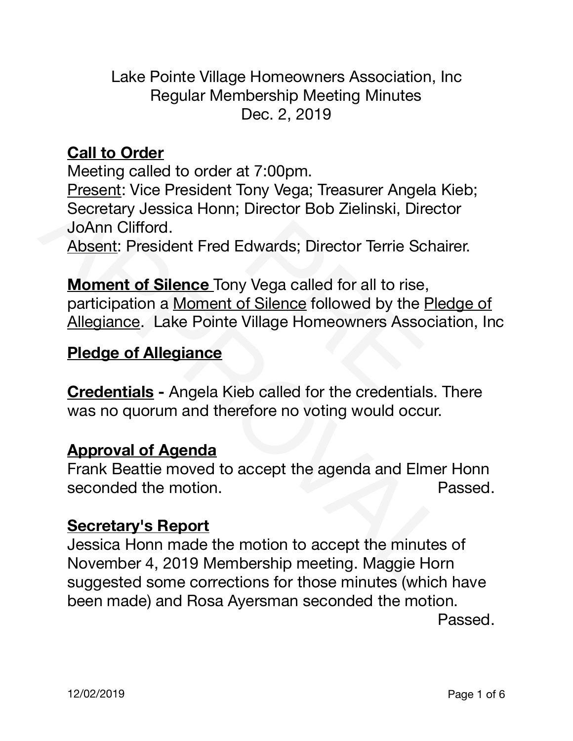Lake Pointe Village Homeowners Association, Inc
Regular Membership Meeting Minutes
Dec. 2, 2019

**Call to Order**

Meeting called to order at 7:00pm.
Present: Vice President Tony Vega; Treasurer Angela Kieb; Secretary Jessica Honn; Director Bob Zielinski, Director JoAnn Clifford.
Absent: President Fred Edwards; Director Terrie Schairer.

**Moment of Silence** Tony Vega called for all to rise, participation a Moment of Silence followed by the Pledge of Allegiance. Lake Pointe Village Homeowners Association, Inc

**Pledge of Allegiance**

**Credentials -** Angela Kieb called for the credentials. There was no quorum and therefore no voting would occur.

**Approval of Agenda**

Frank Beattie moved to accept the agenda and Elmer Honn seconded the motion. Passed.

**Secretary's Report**

Jessica Honn made the motion to accept the minutes of November 4, 2019 Membership meeting. Maggie Horn suggested some corrections for those minutes (which have been made) and Rosa Ayersman seconded the motion.
Passed.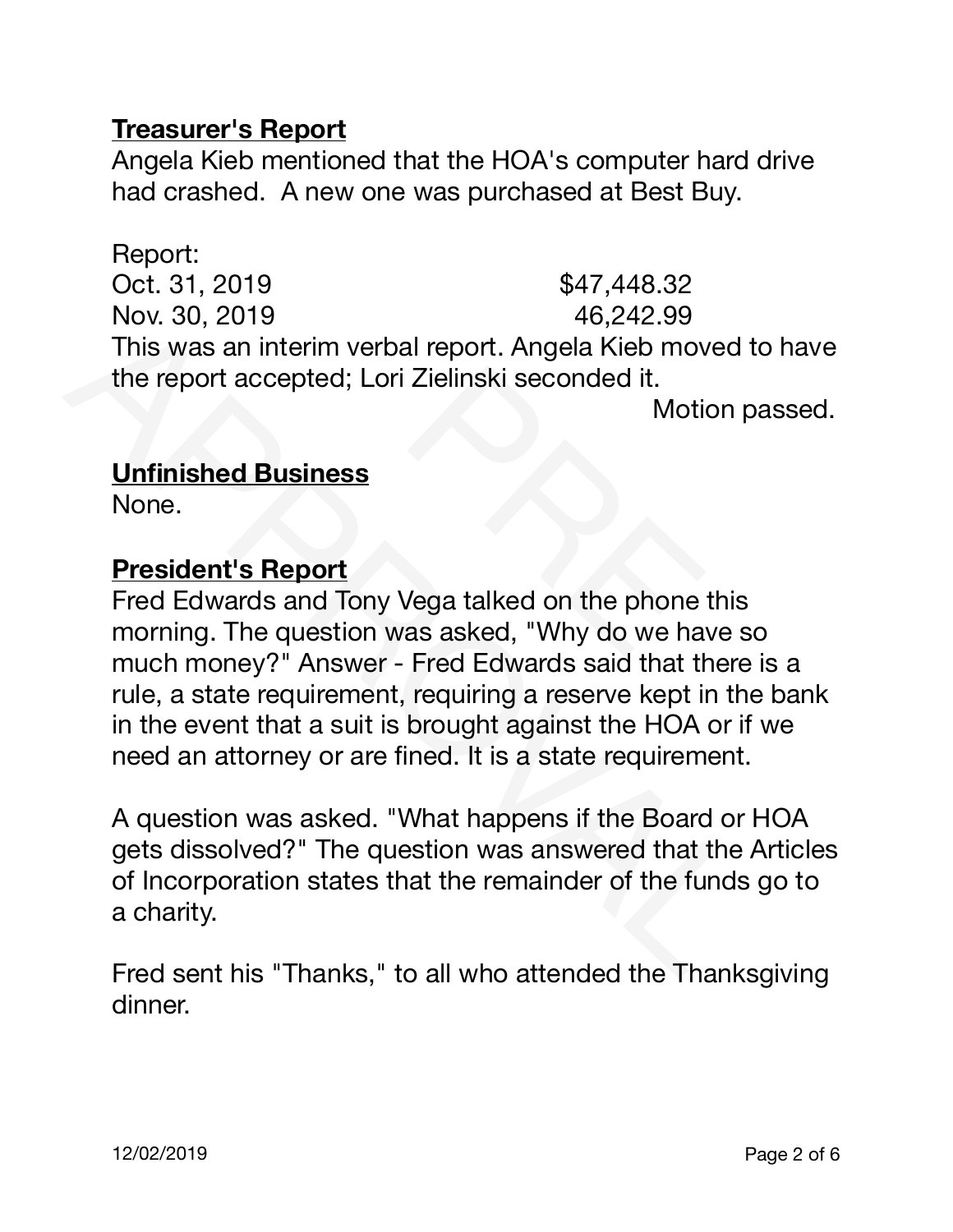## Treasurer's Report

Angela Kieb mentioned that the HOA's computer hard drive had crashed. A new one was purchased at Best Buy.

Report:

| | |
|---|---|
| Oct. 31, 2019 | $47,448.32 |
| Nov. 30, 2019 | 46,242.99 |

This was an interim verbal report. Angela Kieb moved to have the report accepted; Lori Zielinski seconded it.

Motion passed.

## Unfinished Business

None.

## President's Report

Fred Edwards and Tony Vega talked on the phone this morning. The question was asked, "Why do we have so much money?" Answer - Fred Edwards said that there is a rule, a state requirement, requiring a reserve kept in the bank in the event that a suit is brought against the HOA or if we need an attorney or are fined. It is a state requirement.

A question was asked. "What happens if the Board or HOA gets dissolved?" The question was answered that the Articles of Incorporation states that the remainder of the funds go to a charity.

Fred sent his "Thanks," to all who attended the Thanksgiving dinner.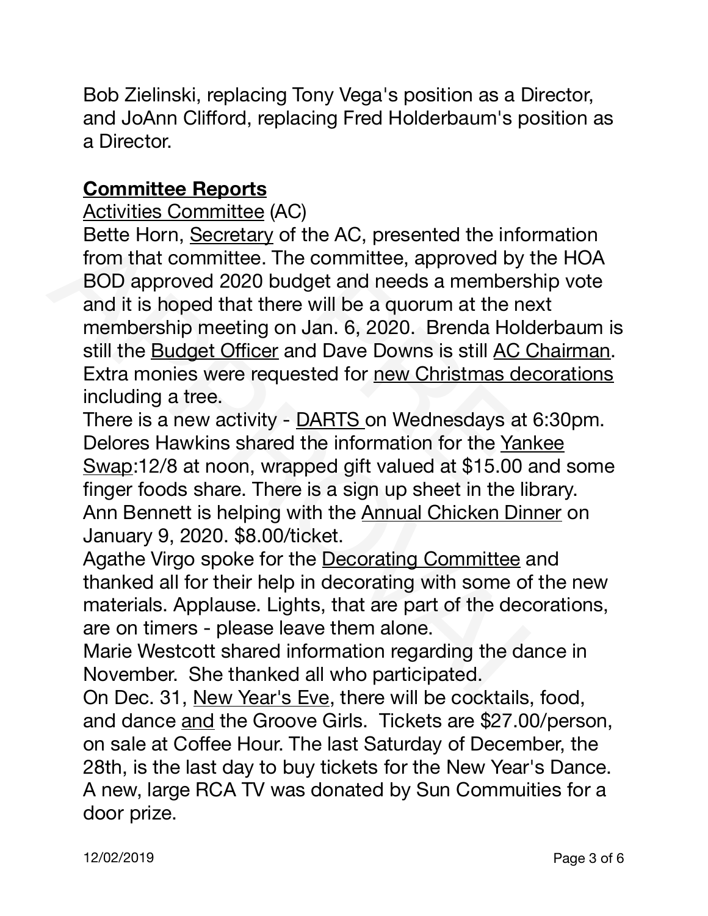Bob Zielinski, replacing Tony Vega's position as a Director, and JoAnn Clifford, replacing Fred Holderbaum's position as a Director.

## Committee Reports

<u>Activities Committee</u> (AC)

Bette Horn, <u>Secretary</u> of the AC, presented the information from that committee. The committee, approved by the HOA BOD approved 2020 budget and needs a membership vote and it is hoped that there will be a quorum at the next membership meeting on Jan. 6, 2020. Brenda Holderbaum is still the <u>Budget Officer</u> and Dave Downs is still <u>AC Chairman</u>. Extra monies were requested for <u>new Christmas decorations</u> including a tree.

There is a new activity - <u>DARTS</u> on Wednesdays at 6:30pm. Delores Hawkins shared the information for the <u>Yankee Swap</u>:12/8 at noon, wrapped gift valued at $15.00 and some finger foods share. There is a sign up sheet in the library. Ann Bennett is helping with the <u>Annual Chicken Dinner</u> on January 9, 2020. $8.00/ticket.

Agathe Virgo spoke for the <u>Decorating Committee</u> and thanked all for their help in decorating with some of the new materials. Applause. Lights, that are part of the decorations, are on timers - please leave them alone.

Marie Westcott shared information regarding the dance in November. She thanked all who participated.

On Dec. 31, <u>New Year's Eve</u>, there will be cocktails, food, and dance <u>and</u> the Groove Girls. Tickets are $27.00/person, on sale at Coffee Hour. The last Saturday of December, the 28th, is the last day to buy tickets for the New Year's Dance. A new, large RCA TV was donated by Sun Commuities for a door prize.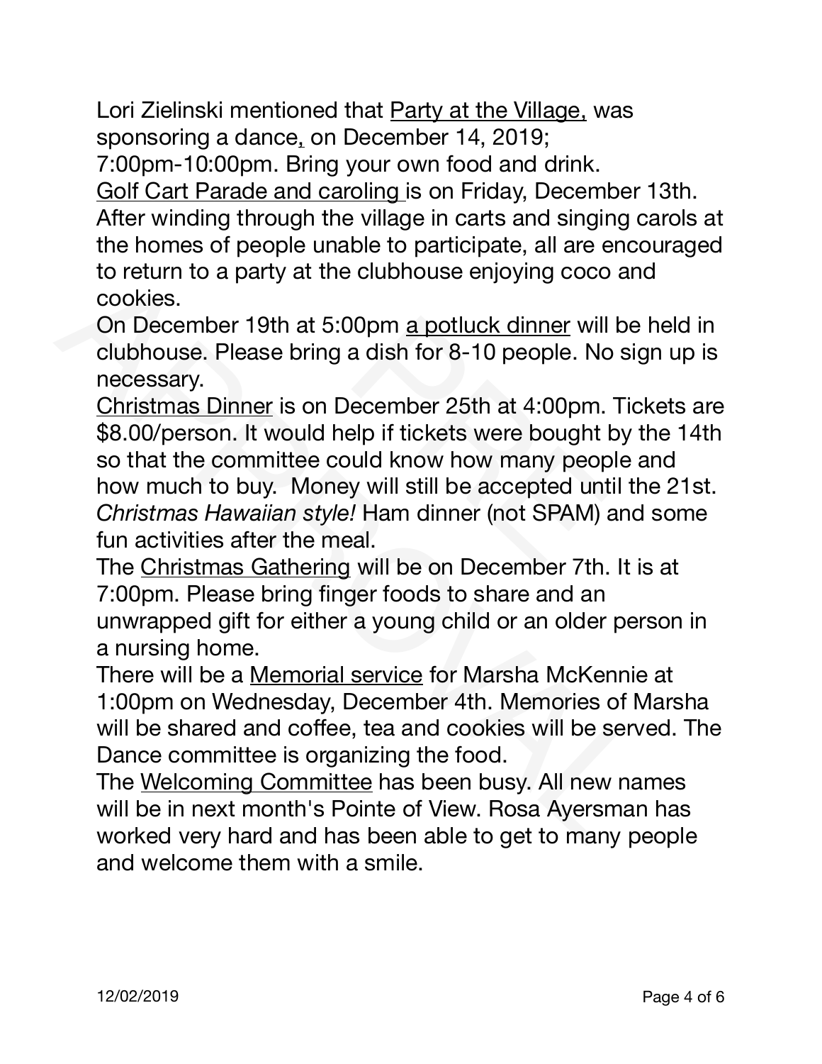Lori Zielinski mentioned that <u>Party at the Village,</u> was sponsoring a dance, on December 14, 2019; 7:00pm-10:00pm. Bring your own food and drink.

<u>Golf Cart Parade and caroling</u> is on Friday, December 13th. After winding through the village in carts and singing carols at the homes of people unable to participate, all are encouraged to return to a party at the clubhouse enjoying coco and cookies.

On December 19th at 5:00pm <u>a potluck dinner</u> will be held in clubhouse. Please bring a dish for 8-10 people. No sign up is necessary.

<u>Christmas Dinner</u> is on December 25th at 4:00pm. Tickets are $8.00/person. It would help if tickets were bought by the 14th so that the committee could know how many people and how much to buy. Money will still be accepted until the 21st. *Christmas Hawaiian style!* Ham dinner (not SPAM) and some fun activities after the meal.

The <u>Christmas Gathering</u> will be on December 7th. It is at 7:00pm. Please bring finger foods to share and an unwrapped gift for either a young child or an older person in a nursing home.

There will be a <u>Memorial service</u> for Marsha McKennie at 1:00pm on Wednesday, December 4th. Memories of Marsha will be shared and coffee, tea and cookies will be served. The Dance committee is organizing the food.

The <u>Welcoming Committee</u> has been busy. All new names will be in next month's Pointe of View. Rosa Ayersman has worked very hard and has been able to get to many people and welcome them with a smile.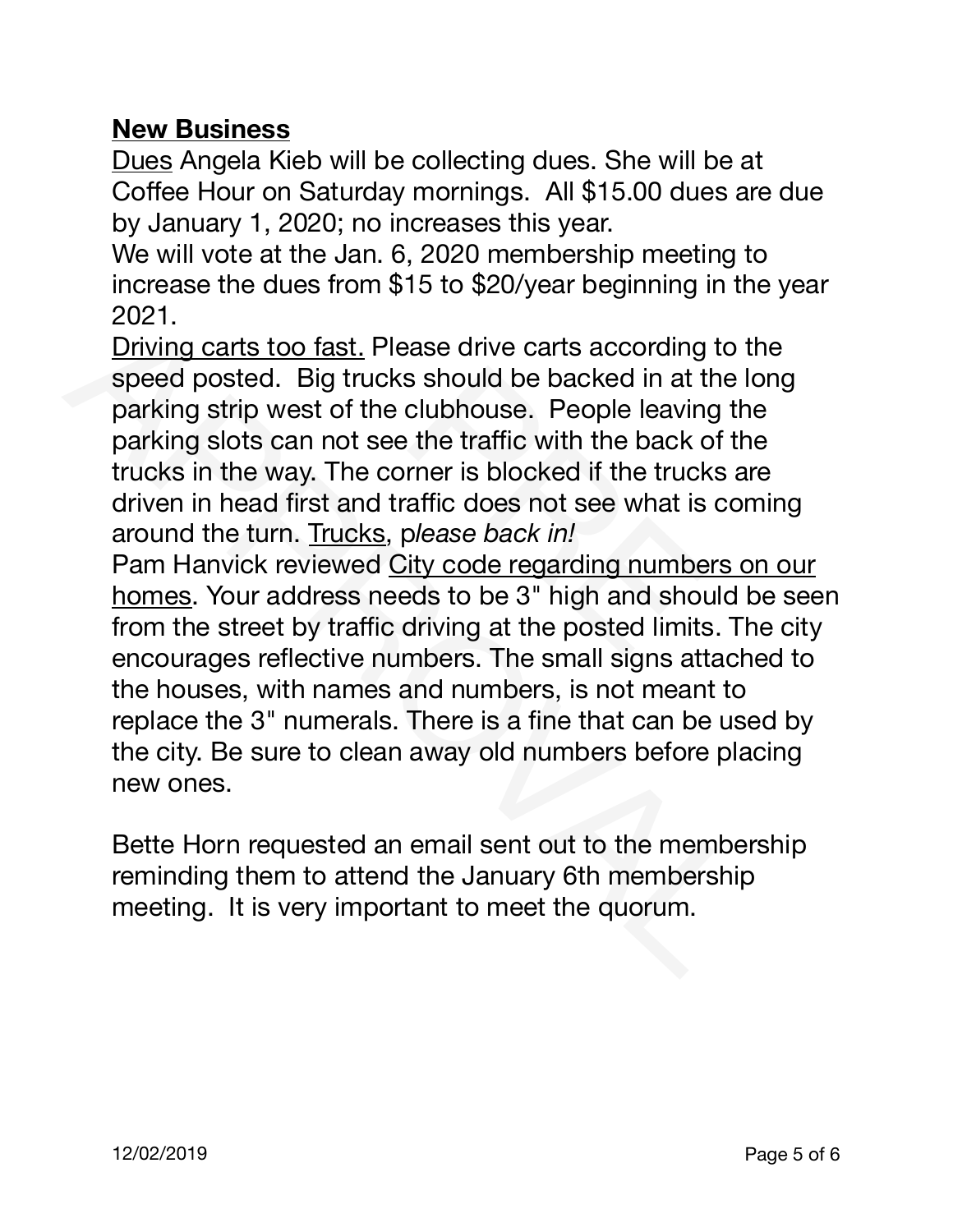## New Business

Dues Angela Kieb will be collecting dues. She will be at Coffee Hour on Saturday mornings. All $15.00 dues are due by January 1, 2020; no increases this year.

We will vote at the Jan. 6, 2020 membership meeting to increase the dues from $15 to $20/year beginning in the year 2021.

Driving carts too fast. Please drive carts according to the speed posted. Big trucks should be backed in at the long parking strip west of the clubhouse. People leaving the parking slots can not see the traffic with the back of the trucks in the way. The corner is blocked if the trucks are driven in head first and traffic does not see what is coming around the turn. Trucks, p*lease back in!*

Pam Hanvick reviewed City code regarding numbers on our homes. Your address needs to be 3" high and should be seen from the street by traffic driving at the posted limits. The city encourages reflective numbers. The small signs attached to the houses, with names and numbers, is not meant to replace the 3" numerals. There is a fine that can be used by the city. Be sure to clean away old numbers before placing new ones.

Bette Horn requested an email sent out to the membership reminding them to attend the January 6th membership meeting. It is very important to meet the quorum.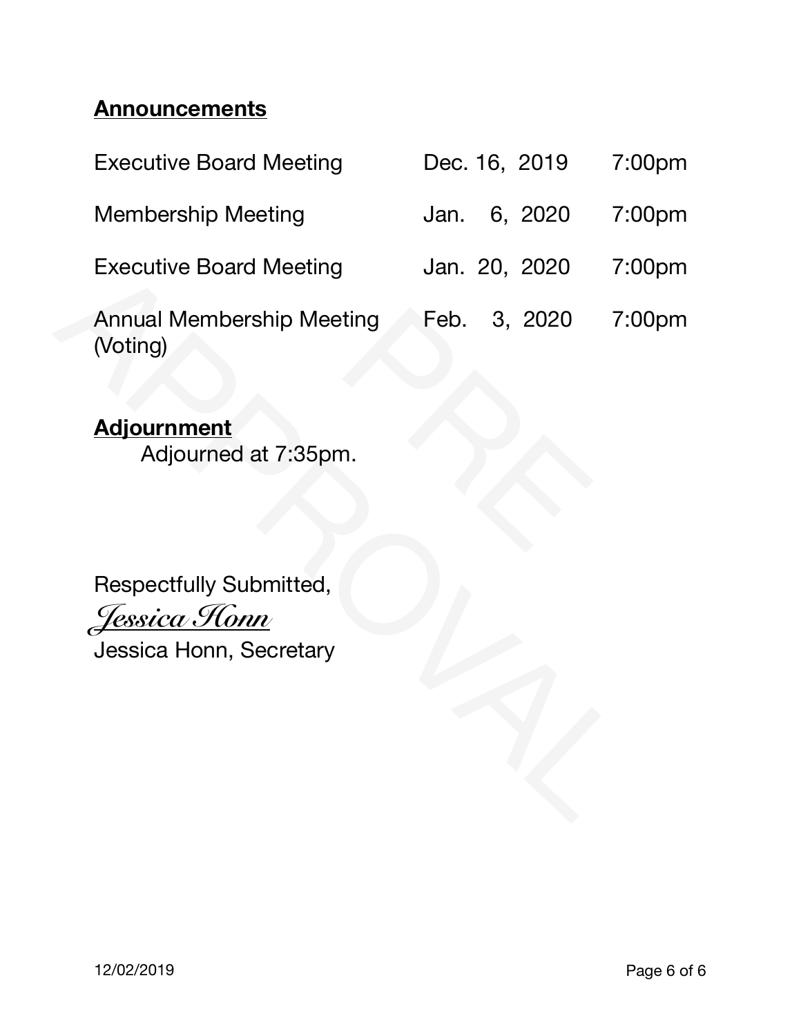**Announcements**

| | | |
|---|---|---|
| Executive Board Meeting | Dec. 16, 2019 | 7:00pm |
| Membership Meeting | Jan. 6, 2020 | 7:00pm |
| Executive Board Meeting | Jan. 20, 2020 | 7:00pm |
| Annual Membership Meeting (Voting) | Feb. 3, 2020 | 7:00pm |

**Adjournment**

Adjourned at 7:35pm.

Respectfully Submitted,

*Jessica Honn*

Jessica Honn, Secretary

12/02/2019

APPROVAL PRE